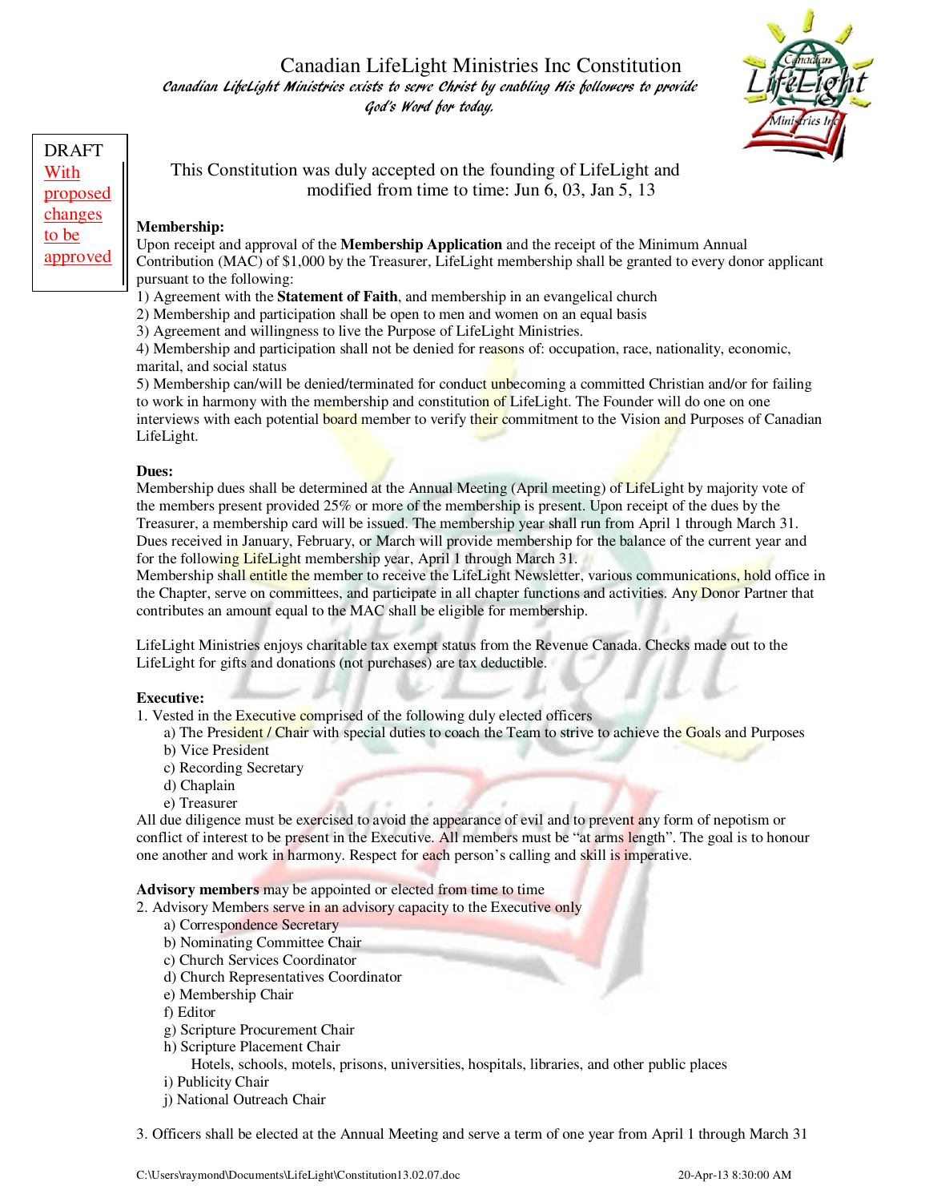# Canadian LifeLight Ministries Inc Constitution

*Canadian LifeLight Ministries exists to serve Christ by enabling His followers to provide God's Word for today.*

DRAFT
With proposed changes to be approved

This Constitution was duly accepted on the founding of LifeLight and modified from time to time: Jun 6, 03, Jan 5, 13

**Membership:**
Upon receipt and approval of the **Membership Application** and the receipt of the Minimum Annual Contribution (MAC) of $1,000 by the Treasurer, LifeLight membership shall be granted to every donor applicant pursuant to the following:

1) Agreement with the **Statement of Faith**, and membership in an evangelical church
2) Membership and participation shall be open to men and women on an equal basis
3) Agreement and willingness to live the Purpose of LifeLight Ministries.
4) Membership and participation shall not be denied for reasons of: occupation, race, nationality, economic, marital, and social status
5) Membership can/will be denied/terminated for conduct unbecoming a committed Christian and/or for failing to work in harmony with the membership and constitution of LifeLight. The Founder will do one on one interviews with each potential board member to verify their commitment to the Vision and Purposes of Canadian LifeLight.

**Dues:**
Membership dues shall be determined at the Annual Meeting (April meeting) of LifeLight by majority vote of the members present provided 25% or more of the membership is present. Upon receipt of the dues by the Treasurer, a membership card will be issued. The membership year shall run from April 1 through March 31. Dues received in January, February, or March will provide membership for the balance of the current year and for the following LifeLight membership year, April 1 through March 31.
Membership shall entitle the member to receive the LifeLight Newsletter, various communications, hold office in the Chapter, serve on committees, and participate in all chapter functions and activities. Any Donor Partner that contributes an amount equal to the MAC shall be eligible for membership.

LifeLight Ministries enjoys charitable tax exempt status from the Revenue Canada. Checks made out to the LifeLight for gifts and donations (not purchases) are tax deductible.

**Executive:**
1. Vested in the Executive comprised of the following duly elected officers
   a) The President / Chair with special duties to coach the Team to strive to achieve the Goals and Purposes
   b) Vice President
   c) Recording Secretary
   d) Chaplain
   e) Treasurer

All due diligence must be exercised to avoid the appearance of evil and to prevent any form of nepotism or conflict of interest to be present in the Executive. All members must be "at arms length". The goal is to honour one another and work in harmony. Respect for each person's calling and skill is imperative.

**Advisory members** may be appointed or elected from time to time
2. Advisory Members serve in an advisory capacity to the Executive only
   a) Correspondence Secretary
   b) Nominating Committee Chair
   c) Church Services Coordinator
   d) Church Representatives Coordinator
   e) Membership Chair
   f) Editor
   g) Scripture Procurement Chair
   h) Scripture Placement Chair
      Hotels, schools, motels, prisons, universities, hospitals, libraries, and other public places
   i) Publicity Chair
   j) National Outreach Chair

3. Officers shall be elected at the Annual Meeting and serve a term of one year from April 1 through March 31

C:\Users\raymond\Documents\LifeLight\Constitution13.02.07.doc 20-Apr-13 8:30:00 AM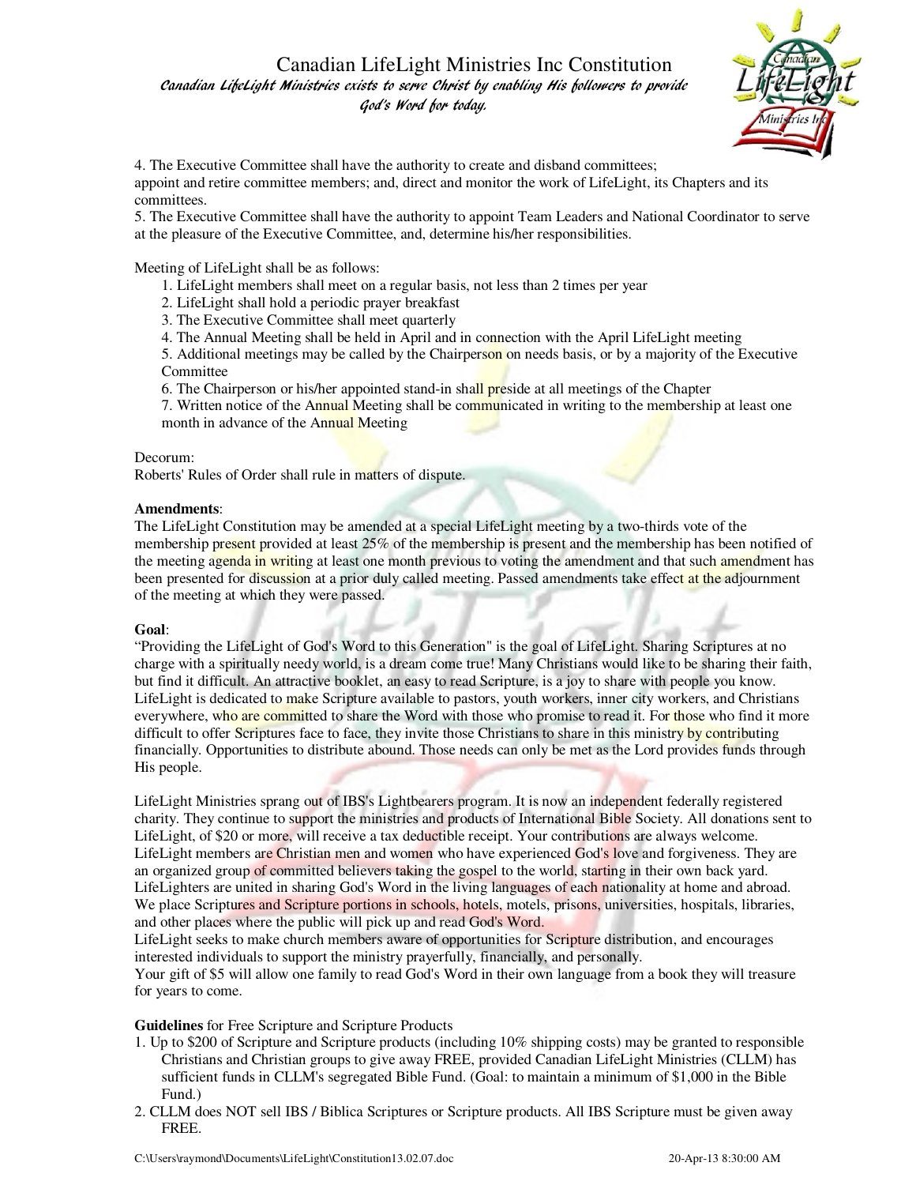4. The Executive Committee shall have the authority to create and disband committees; appoint and retire committee members; and, direct and monitor the work of LifeLight, its Chapters and its committees.
5. The Executive Committee shall have the authority to appoint Team Leaders and National Coordinator to serve at the pleasure of the Executive Committee, and, determine his/her responsibilities.

Meeting of LifeLight shall be as follows:

1. LifeLight members shall meet on a regular basis, not less than 2 times per year
2. LifeLight shall hold a periodic prayer breakfast
3. The Executive Committee shall meet quarterly
4. The Annual Meeting shall be held in April and in connection with the April LifeLight meeting
5. Additional meetings may be called by the Chairperson on needs basis, or by a majority of the Executive Committee
6. The Chairperson or his/her appointed stand-in shall preside at all meetings of the Chapter
7. Written notice of the Annual Meeting shall be communicated in writing to the membership at least one month in advance of the Annual Meeting

Decorum:
Roberts' Rules of Order shall rule in matters of dispute.

**Amendments**:
The LifeLight Constitution may be amended at a special LifeLight meeting by a two-thirds vote of the membership present provided at least 25% of the membership is present and the membership has been notified of the meeting agenda in writing at least one month previous to voting the amendment and that such amendment has been presented for discussion at a prior duly called meeting. Passed amendments take effect at the adjournment of the meeting at which they were passed.

**Goal**:
"Providing the LifeLight of God's Word to this Generation" is the goal of LifeLight. Sharing Scriptures at no charge with a spiritually needy world, is a dream come true! Many Christians would like to be sharing their faith, but find it difficult. An attractive booklet, an easy to read Scripture, is a joy to share with people you know. LifeLight is dedicated to make Scripture available to pastors, youth workers, inner city workers, and Christians everywhere, who are committed to share the Word with those who promise to read it. For those who find it more difficult to offer Scriptures face to face, they invite those Christians to share in this ministry by contributing financially. Opportunities to distribute abound. Those needs can only be met as the Lord provides funds through His people.

LifeLight Ministries sprang out of IBS's Lightbearers program. It is now an independent federally registered charity. They continue to support the ministries and products of International Bible Society. All donations sent to LifeLight, of $20 or more, will receive a tax deductible receipt. Your contributions are always welcome. LifeLight members are Christian men and women who have experienced God's love and forgiveness. They are an organized group of committed believers taking the gospel to the world, starting in their own back yard. LifeLighters are united in sharing God's Word in the living languages of each nationality at home and abroad. We place Scriptures and Scripture portions in schools, hotels, motels, prisons, universities, hospitals, libraries, and other places where the public will pick up and read God's Word.
LifeLight seeks to make church members aware of opportunities for Scripture distribution, and encourages interested individuals to support the ministry prayerfully, financially, and personally.
Your gift of $5 will allow one family to read God's Word in their own language from a book they will treasure for years to come.

**Guidelines** for Free Scripture and Scripture Products

1. Up to $200 of Scripture and Scripture products (including 10% shipping costs) may be granted to responsible Christians and Christian groups to give away FREE, provided Canadian LifeLight Ministries (CLLM) has sufficient funds in CLLM's segregated Bible Fund. (Goal: to maintain a minimum of $1,000 in the Bible Fund.)
2. CLLM does NOT sell IBS / Biblica Scriptures or Scripture products. All IBS Scripture must be given away FREE.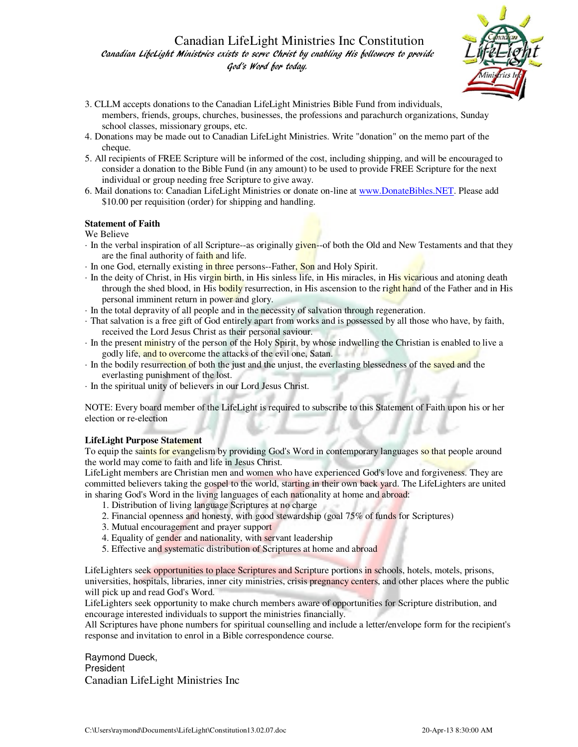3. CLLM accepts donations to the Canadian LifeLight Ministries Bible Fund from individuals, members, friends, groups, churches, businesses, the professions and parachurch organizations, Sunday school classes, missionary groups, etc.
4. Donations may be made out to Canadian LifeLight Ministries. Write "donation" on the memo part of the cheque.
5. All recipients of FREE Scripture will be informed of the cost, including shipping, and will be encouraged to consider a donation to the Bible Fund (in any amount) to be used to provide FREE Scripture for the next individual or group needing free Scripture to give away.
6. Mail donations to: Canadian LifeLight Ministries or donate on-line at [www.DonateBibles.NET](http://www.DonateBibles.NET). Please add $10.00 per requisition (order) for shipping and handling.

**Statement of Faith**

We Believe

· In the verbal inspiration of all Scripture--as originally given--of both the Old and New Testaments and that they are the final authority of faith and life.

· In one God, eternally existing in three persons--Father, Son and Holy Spirit.

· In the deity of Christ, in His virgin birth, in His sinless life, in His miracles, in His vicarious and atoning death through the shed blood, in His bodily resurrection, in His ascension to the right hand of the Father and in His personal imminent return in power and glory.

· In the total depravity of all people and in the necessity of salvation through regeneration.

· That salvation is a free gift of God entirely apart from works and is possessed by all those who have, by faith, received the Lord Jesus Christ as their personal saviour.

· In the present ministry of the person of the Holy Spirit, by whose indwelling the Christian is enabled to live a godly life, and to overcome the attacks of the evil one, Satan.

· In the bodily resurrection of both the just and the unjust, the everlasting blessedness of the saved and the everlasting punishment of the lost.

· In the spiritual unity of believers in our Lord Jesus Christ.

NOTE: Every board member of the LifeLight is required to subscribe to this Statement of Faith upon his or her election or re-election

**LifeLight Purpose Statement**

To equip the saints for evangelism by providing God's Word in contemporary languages so that people around the world may come to faith and life in Jesus Christ.

LifeLight members are Christian men and women who have experienced God's love and forgiveness. They are committed believers taking the gospel to the world, starting in their own back yard. The LifeLighters are united in sharing God's Word in the living languages of each nationality at home and abroad:

1. Distribution of living language Scriptures at no charge
2. Financial openness and honesty, with good stewardship (goal 75% of funds for Scriptures)
3. Mutual encouragement and prayer support
4. Equality of gender and nationality, with servant leadership
5. Effective and systematic distribution of Scriptures at home and abroad

LifeLighters seek opportunities to place Scriptures and Scripture portions in schools, hotels, motels, prisons, universities, hospitals, libraries, inner city ministries, crisis pregnancy centers, and other places where the public will pick up and read God's Word.

LifeLighters seek opportunity to make church members aware of opportunities for Scripture distribution, and encourage interested individuals to support the ministries financially.

All Scriptures have phone numbers for spiritual counselling and include a letter/envelope form for the recipient's response and invitation to enrol in a Bible correspondence course.

Raymond Dueck,
President
Canadian LifeLight Ministries Inc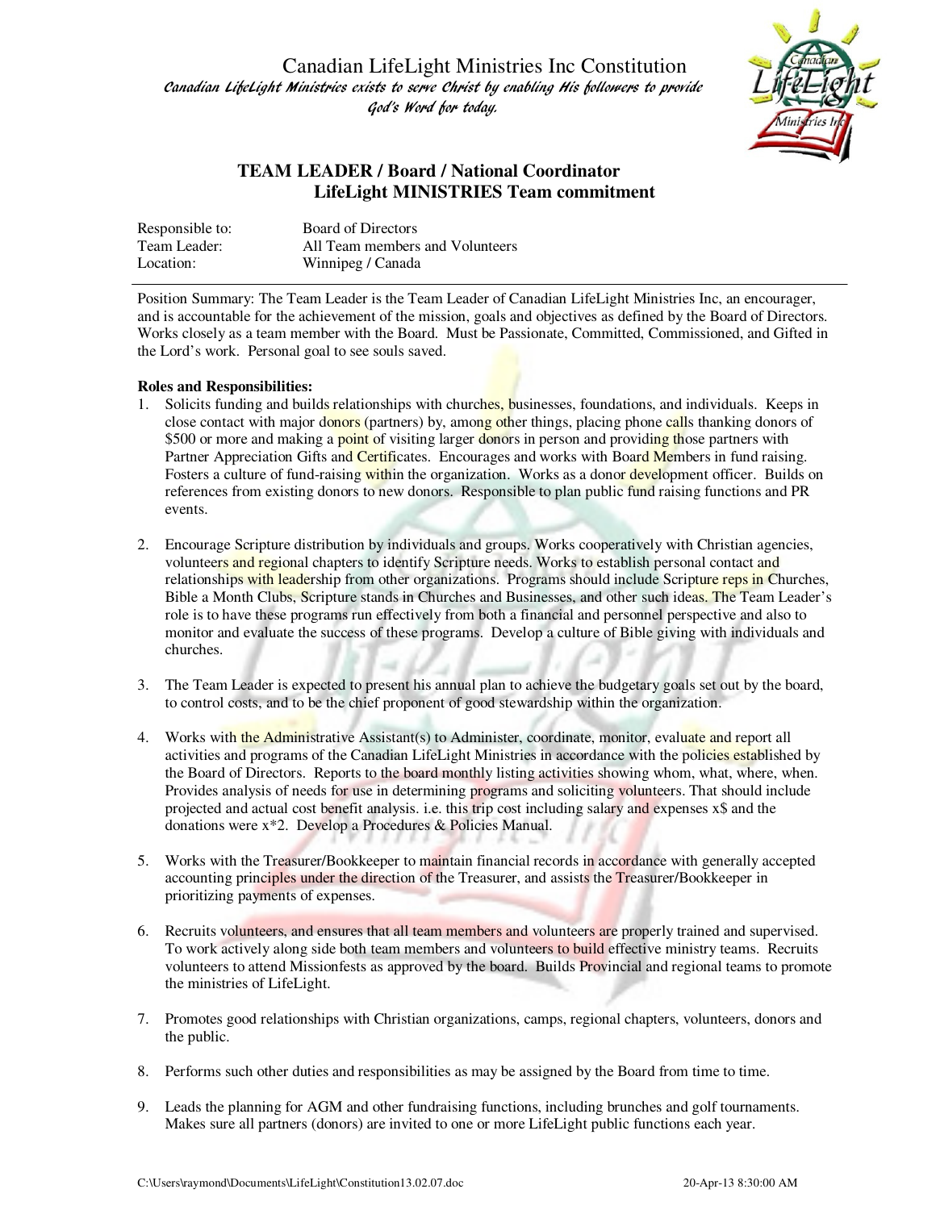# Canadian LifeLight Ministries Inc Constitution

*Canadian LifeLight Ministries exists to serve Christ by enabling His followers to provide God's Word for today.*

## TEAM LEADER / Board / National Coordinator
## LifeLight MINISTRIES Team commitment

| | |
|---|---|
| Responsible to: | Board of Directors |
| Team Leader: | All Team members and Volunteers |
| Location: | Winnipeg / Canada |

---

Position Summary: The Team Leader is the Team Leader of Canadian LifeLight Ministries Inc, an encourager, and is accountable for the achievement of the mission, goals and objectives as defined by the Board of Directors. Works closely as a team member with the Board. Must be Passionate, Committed, Commissioned, and Gifted in the Lord's work. Personal goal to see souls saved.

**Roles and Responsibilities:**

1. Solicits funding and builds relationships with churches, businesses, foundations, and individuals. Keeps in close contact with major donors (partners) by, among other things, placing phone calls thanking donors of $500 or more and making a point of visiting larger donors in person and providing those partners with Partner Appreciation Gifts and Certificates. Encourages and works with Board Members in fund raising. Fosters a culture of fund-raising within the organization. Works as a donor development officer. Builds on references from existing donors to new donors. Responsible to plan public fund raising functions and PR events.

2. Encourage Scripture distribution by individuals and groups. Works cooperatively with Christian agencies, volunteers and regional chapters to identify Scripture needs. Works to establish personal contact and relationships with leadership from other organizations. Programs should include Scripture reps in Churches, Bible a Month Clubs, Scripture stands in Churches and Businesses, and other such ideas. The Team Leader's role is to have these programs run effectively from both a financial and personnel perspective and also to monitor and evaluate the success of these programs. Develop a culture of Bible giving with individuals and churches.

3. The Team Leader is expected to present his annual plan to achieve the budgetary goals set out by the board, to control costs, and to be the chief proponent of good stewardship within the organization.

4. Works with the Administrative Assistant(s) to Administer, coordinate, monitor, evaluate and report all activities and programs of the Canadian LifeLight Ministries in accordance with the policies established by the Board of Directors. Reports to the board monthly listing activities showing whom, what, where, when. Provides analysis of needs for use in determining programs and soliciting volunteers. That should include projected and actual cost benefit analysis. i.e. this trip cost including salary and expenses x$ and the donations were x*2. Develop a Procedures & Policies Manual.

5. Works with the Treasurer/Bookkeeper to maintain financial records in accordance with generally accepted accounting principles under the direction of the Treasurer, and assists the Treasurer/Bookkeeper in prioritizing payments of expenses.

6. Recruits volunteers, and ensures that all team members and volunteers are properly trained and supervised. To work actively along side both team members and volunteers to build effective ministry teams. Recruits volunteers to attend Missionfests as approved by the board. Builds Provincial and regional teams to promote the ministries of LifeLight.

7. Promotes good relationships with Christian organizations, camps, regional chapters, volunteers, donors and the public.

8. Performs such other duties and responsibilities as may be assigned by the Board from time to time.

9. Leads the planning for AGM and other fundraising functions, including brunches and golf tournaments. Makes sure all partners (donors) are invited to one or more LifeLight public functions each year.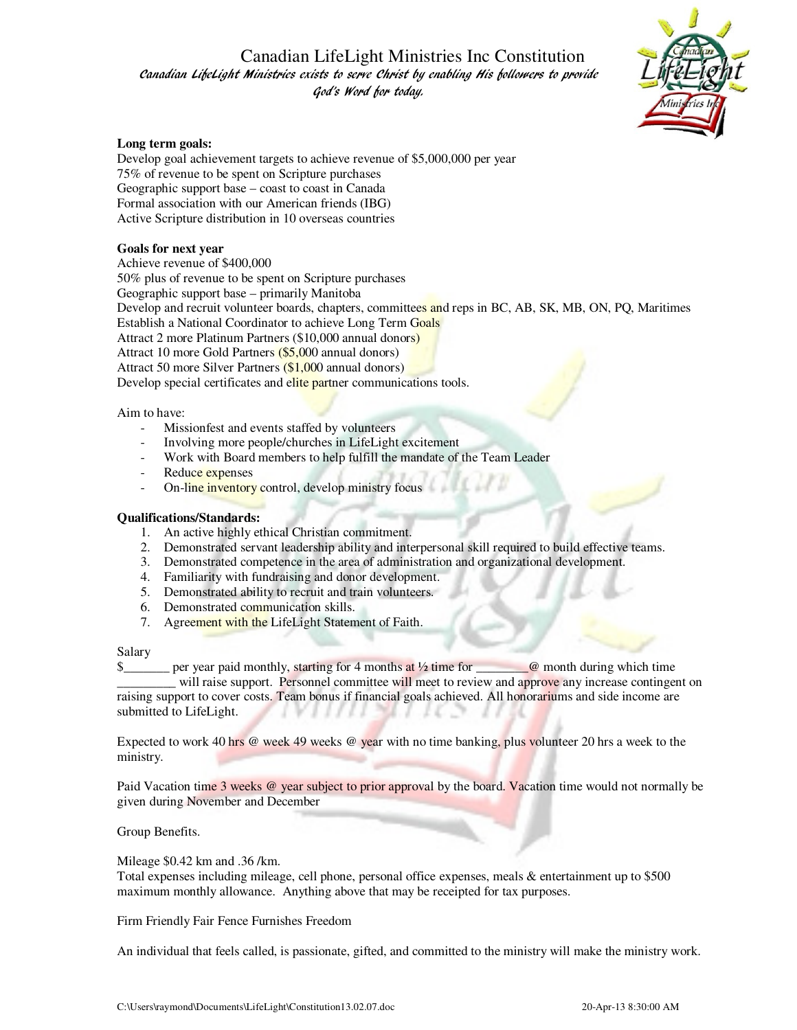# Canadian LifeLight Ministries Inc Constitution

*Canadian LifeLight Ministries exists to serve Christ by enabling His followers to provide God's Word for today.*

**Long term goals:**
Develop goal achievement targets to achieve revenue of $5,000,000 per year
75% of revenue to be spent on Scripture purchases
Geographic support base – coast to coast in Canada
Formal association with our American friends (IBG)
Active Scripture distribution in 10 overseas countries

**Goals for next year**
Achieve revenue of $400,000
50% plus of revenue to be spent on Scripture purchases
Geographic support base – primarily Manitoba
Develop and recruit volunteer boards, chapters, committees and reps in BC, AB, SK, MB, ON, PQ, Maritimes
Establish a National Coordinator to achieve Long Term Goals
Attract 2 more Platinum Partners ($10,000 annual donors)
Attract 10 more Gold Partners ($5,000 annual donors)
Attract 50 more Silver Partners ($1,000 annual donors)
Develop special certificates and elite partner communications tools.

Aim to have:
- Missionfest and events staffed by volunteers
- Involving more people/churches in LifeLight excitement
- Work with Board members to help fulfill the mandate of the Team Leader
- Reduce expenses
- On-line inventory control, develop ministry focus

**Qualifications/Standards:**
1. An active highly ethical Christian commitment.
2. Demonstrated servant leadership ability and interpersonal skill required to build effective teams.
3. Demonstrated competence in the area of administration and organizational development.
4. Familiarity with fundraising and donor development.
5. Demonstrated ability to recruit and train volunteers.
6. Demonstrated communication skills.
7. Agreement with the LifeLight Statement of Faith.

Salary
$_______ per year paid monthly, starting for 4 months at ½ time for ________@ month during which time _________ will raise support. Personnel committee will meet to review and approve any increase contingent on raising support to cover costs. Team bonus if financial goals achieved. All honorariums and side income are submitted to LifeLight.

Expected to work 40 hrs @ week 49 weeks @ year with no time banking, plus volunteer 20 hrs a week to the ministry.

Paid Vacation time 3 weeks @ year subject to prior approval by the board. Vacation time would not normally be given during November and December

Group Benefits.

Mileage $0.42 km and .36 /km.
Total expenses including mileage, cell phone, personal office expenses, meals & entertainment up to $500 maximum monthly allowance. Anything above that may be receipted for tax purposes.

Firm Friendly Fair Fence Furnishes Freedom

An individual that feels called, is passionate, gifted, and committed to the ministry will make the ministry work.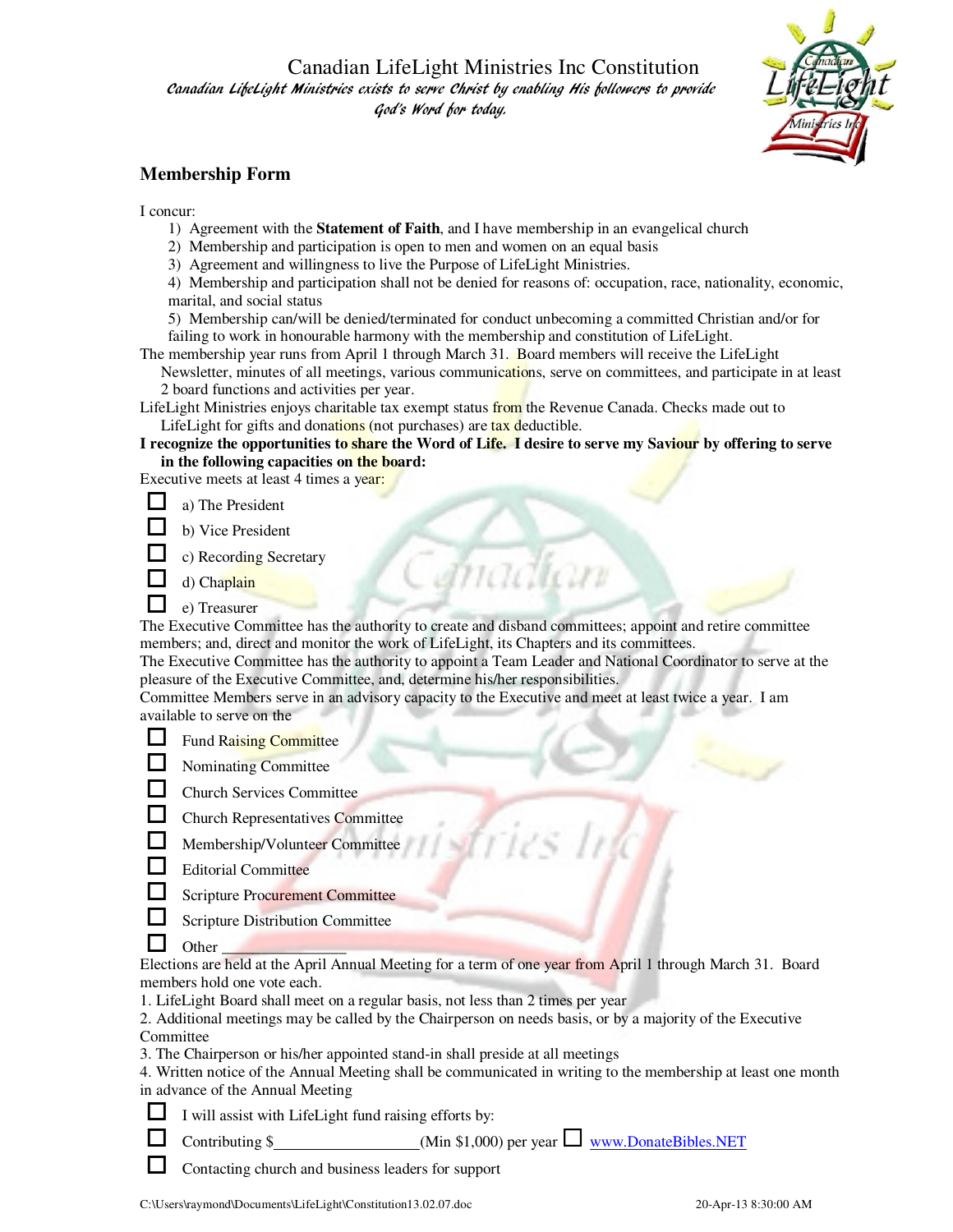Canadian LifeLight Ministries Inc Constitution

*Canadian LifeLight Ministries exists to serve Christ by enabling His followers to provide God's Word for today.*

## Membership Form

I concur:

1) Agreement with the **Statement of Faith**, and I have membership in an evangelical church
2) Membership and participation is open to men and women on an equal basis
3) Agreement and willingness to live the Purpose of LifeLight Ministries.
4) Membership and participation shall not be denied for reasons of: occupation, race, nationality, economic, marital, and social status
5) Membership can/will be denied/terminated for conduct unbecoming a committed Christian and/or for failing to work in honourable harmony with the membership and constitution of LifeLight.

The membership year runs from April 1 through March 31. Board members will receive the LifeLight Newsletter, minutes of all meetings, various communications, serve on committees, and participate in at least 2 board functions and activities per year.

LifeLight Ministries enjoys charitable tax exempt status from the Revenue Canada. Checks made out to LifeLight for gifts and donations (not purchases) are tax deductible.

**I recognize the opportunities to share the Word of Life. I desire to serve my Saviour by offering to serve in the following capacities on the board:**

Executive meets at least 4 times a year:

- ☐ a) The President
- ☐ b) Vice President
- ☐ c) Recording Secretary
- ☐ d) Chaplain
- ☐ e) Treasurer

The Executive Committee has the authority to create and disband committees; appoint and retire committee members; and, direct and monitor the work of LifeLight, its Chapters and its committees.

The Executive Committee has the authority to appoint a Team Leader and National Coordinator to serve at the pleasure of the Executive Committee, and, determine his/her responsibilities.

Committee Members serve in an advisory capacity to the Executive and meet at least twice a year. I am available to serve on the

- ☐ Fund Raising Committee
- ☐ Nominating Committee
- ☐ Church Services Committee
- ☐ Church Representatives Committee
- ☐ Membership/Volunteer Committee
- ☐ Editorial Committee
- ☐ Scripture Procurement Committee
- ☐ Scripture Distribution Committee
- ☐ Other ________________

Elections are held at the April Annual Meeting for a term of one year from April 1 through March 31. Board members hold one vote each.

1. LifeLight Board shall meet on a regular basis, not less than 2 times per year
2. Additional meetings may be called by the Chairperson on needs basis, or by a majority of the Executive Committee
3. The Chairperson or his/her appointed stand-in shall preside at all meetings
4. Written notice of the Annual Meeting shall be communicated in writing to the membership at least one month in advance of the Annual Meeting

- ☐ I will assist with LifeLight fund raising efforts by:
- ☐ Contributing $__________________(Min $1,000) per year ☐ www.DonateBibles.NET
- ☐ Contacting church and business leaders for support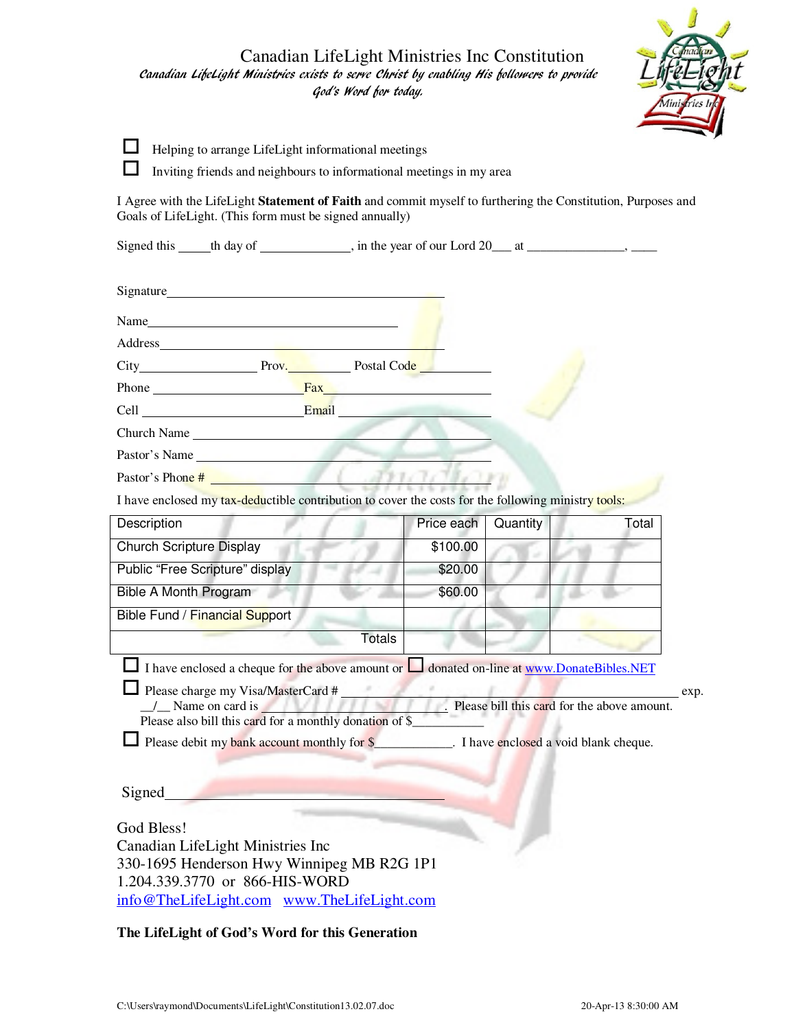# Canadian LifeLight Ministries Inc Constitution

*Canadian LifeLight Ministries exists to serve Christ by enabling His followers to provide God's Word for today.*

☐ Helping to arrange LifeLight informational meetings

☐ Inviting friends and neighbours to informational meetings in my area

I Agree with the LifeLight **Statement of Faith** and commit myself to furthering the Constitution, Purposes and Goals of LifeLight. (This form must be signed annually)

Signed this _____th day of ______________, in the year of our Lord 20___ at _______________, ____

Signature__________________________________________

Name_______________________________________

Address_____________________________________

City_________________ Prov.__________ Postal Code ___________

Phone _____________________Fax ________________________

Cell ______________________Email ________________________

Church Name ____________________________________________

Pastor's Name ____________________________________________

Pastor's Phone # __________________________________________

I have enclosed my tax-deductible contribution to cover the costs for the following ministry tools:

| Description | Price each | Quantity | Total |
|---|---|---|---|
| Church Scripture Display | $100.00 | | |
| Public "Free Scripture" display | $20.00 | | |
| Bible A Month Program | $60.00 | | |
| Bible Fund / Financial Support | | | |
| Totals | | | |

☐ I have enclosed a cheque for the above amount or ☐ donated on-line at www.DonateBibles.NET

☐ Please charge my Visa/MasterCard # _______________________________________ exp. __/__ Name on card is ___________________________. Please bill this card for the above amount. Please also bill this card for a monthly donation of $___________

☐ Please debit my bank account monthly for $____________. I have enclosed a void blank cheque.

Signed__________________________________________

God Bless!
Canadian LifeLight Ministries Inc
330-1695 Henderson Hwy Winnipeg MB R2G 1P1
1.204.339.3770 or 866-HIS-WORD
info@TheLifeLight.com www.TheLifeLight.com

**The LifeLight of God's Word for this Generation**